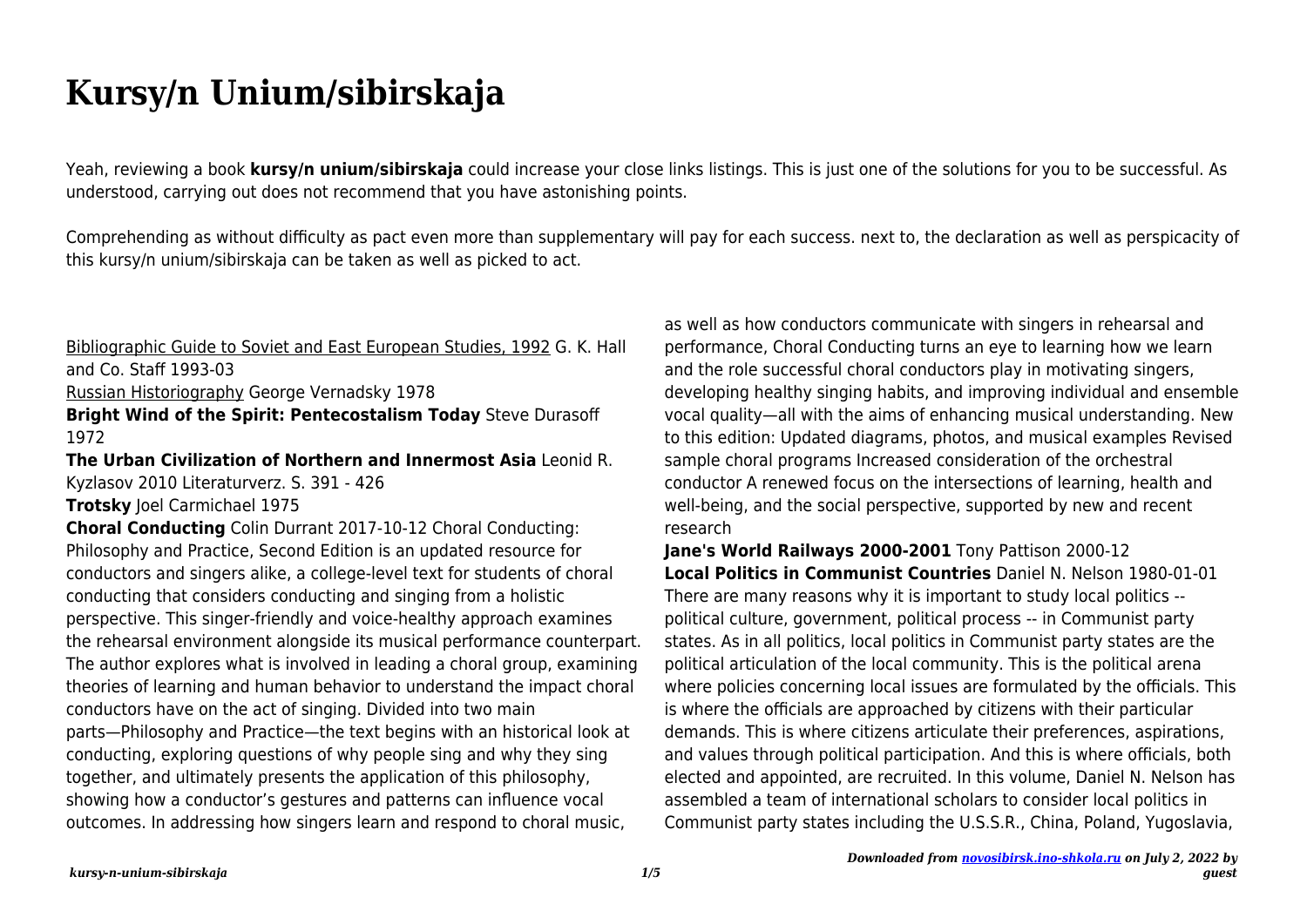# Kursy/n Unium/sibirskaja

Yeah, reviewing a book **kursy/n unium/sibirskaja** could increase your close links listings. This is just one of the solutions for you to be successful. As understood, carrying out does not recommend that you have astonishing points.

Comprehending as without difficulty as pact even more than supplementary will pay for each success. next to, the declaration as well as perspicacity of this kursy/n unium/sibirskaja can be taken as well as picked to act.

Bibliographic Guide to Soviet and East European Studies, 1992 G. K. Hall and Co. Staff 1993-03

Russian Historiography George Vernadsky 1978

**Bright Wind of the Spirit: Pentecostalism Today** Steve Durasoff 1972

**The Urban Civilization of Northern and Innermost Asia** Leonid R. Kyzlasov 2010 Literaturverz. S. 391 - 426

**Trotsky** Joel Carmichael 1975

**Choral Conducting** Colin Durrant 2017-10-12 Choral Conducting: Philosophy and Practice, Second Edition is an updated resource for conductors and singers alike, a college-level text for students of choral conducting that considers conducting and singing from a holistic perspective. This singer-friendly and voice-healthy approach examines the rehearsal environment alongside its musical performance counterpart. The author explores what is involved in leading a choral group, examining theories of learning and human behavior to understand the impact choral conductors have on the act of singing. Divided into two main parts—Philosophy and Practice—the text begins with an historical look at conducting, exploring questions of why people sing and why they sing together, and ultimately presents the application of this philosophy, showing how a conductor's gestures and patterns can influence vocal outcomes. In addressing how singers learn and respond to choral music, as well as how conductors communicate with singers in rehearsal and performance, Choral Conducting turns an eye to learning how we learn and the role successful choral conductors play in motivating singers, developing healthy singing habits, and improving individual and ensemble vocal quality—all with the aims of enhancing musical understanding. New to this edition: Updated diagrams, photos, and musical examples Revised sample choral programs Increased consideration of the orchestral conductor A renewed focus on the intersections of learning, health and well-being, and the social perspective, supported by new and recent research

**Jane's World Railways 2000-2001** Tony Pattison 2000-12

**Local Politics in Communist Countries** Daniel N. Nelson 1980-01-01 There are many reasons why it is important to study local politics -- political culture, government, political process -- in Communist party states. As in all politics, local politics in Communist party states are the political articulation of the local community. This is the political arena where policies concerning local issues are formulated by the officials. This is where the officials are approached by citizens with their particular demands. This is where citizens articulate their preferences, aspirations, and values through political participation. And this is where officials, both elected and appointed, are recruited. In this volume, Daniel N. Nelson has assembled a team of international scholars to consider local politics in Communist party states including the U.S.S.R., China, Poland, Yugoslavia,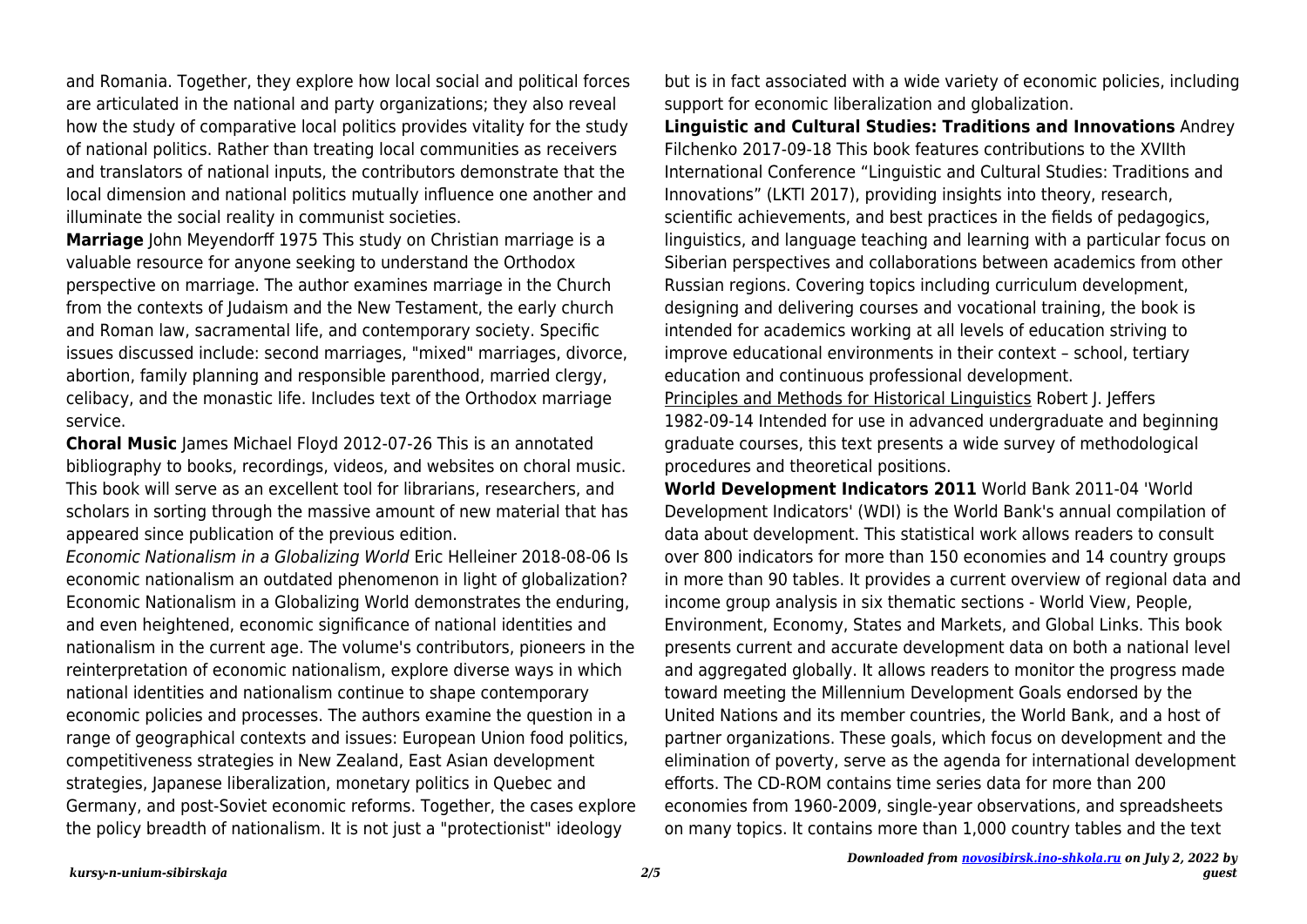and Romania. Together, they explore how local social and political forces are articulated in the national and party organizations; they also reveal how the study of comparative local politics provides vitality for the study of national politics. Rather than treating local communities as receivers and translators of national inputs, the contributors demonstrate that the local dimension and national politics mutually influence one another and illuminate the social reality in communist societies.

**Marriage** John Meyendorff 1975 This study on Christian marriage is a valuable resource for anyone seeking to understand the Orthodox perspective on marriage. The author examines marriage in the Church from the contexts of Judaism and the New Testament, the early church and Roman law, sacramental life, and contemporary society. Specific issues discussed include: second marriages, "mixed" marriages, divorce, abortion, family planning and responsible parenthood, married clergy, celibacy, and the monastic life. Includes text of the Orthodox marriage service.

**Choral Music** James Michael Floyd 2012-07-26 This is an annotated bibliography to books, recordings, videos, and websites on choral music. This book will serve as an excellent tool for librarians, researchers, and scholars in sorting through the massive amount of new material that has appeared since publication of the previous edition.

*Economic Nationalism in a Globalizing World* Eric Helleiner 2018-08-06 Is economic nationalism an outdated phenomenon in light of globalization? Economic Nationalism in a Globalizing World demonstrates the enduring, and even heightened, economic significance of national identities and nationalism in the current age. The volume's contributors, pioneers in the reinterpretation of economic nationalism, explore diverse ways in which national identities and nationalism continue to shape contemporary economic policies and processes. The authors examine the question in a range of geographical contexts and issues: European Union food politics, competitiveness strategies in New Zealand, East Asian development strategies, Japanese liberalization, monetary politics in Quebec and Germany, and post-Soviet economic reforms. Together, the cases explore the policy breadth of nationalism. It is not just a "protectionist" ideology but is in fact associated with a wide variety of economic policies, including support for economic liberalization and globalization.

**Linguistic and Cultural Studies: Traditions and Innovations** Andrey Filchenko 2017-09-18 This book features contributions to the XVIIth International Conference "Linguistic and Cultural Studies: Traditions and Innovations" (LKTI 2017), providing insights into theory, research, scientific achievements, and best practices in the fields of pedagogics, linguistics, and language teaching and learning with a particular focus on Siberian perspectives and collaborations between academics from other Russian regions. Covering topics including curriculum development, designing and delivering courses and vocational training, the book is intended for academics working at all levels of education striving to improve educational environments in their context – school, tertiary education and continuous professional development.

Principles and Methods for Historical Linguistics Robert J. Jeffers 1982-09-14 Intended for use in advanced undergraduate and beginning graduate courses, this text presents a wide survey of methodological procedures and theoretical positions.

**World Development Indicators 2011** World Bank 2011-04 'World Development Indicators' (WDI) is the World Bank's annual compilation of data about development. This statistical work allows readers to consult over 800 indicators for more than 150 economies and 14 country groups in more than 90 tables. It provides a current overview of regional data and income group analysis in six thematic sections - World View, People, Environment, Economy, States and Markets, and Global Links. This book presents current and accurate development data on both a national level and aggregated globally. It allows readers to monitor the progress made toward meeting the Millennium Development Goals endorsed by the United Nations and its member countries, the World Bank, and a host of partner organizations. These goals, which focus on development and the elimination of poverty, serve as the agenda for international development efforts. The CD-ROM contains time series data for more than 200 economies from 1960-2009, single-year observations, and spreadsheets on many topics. It contains more than 1,000 country tables and the text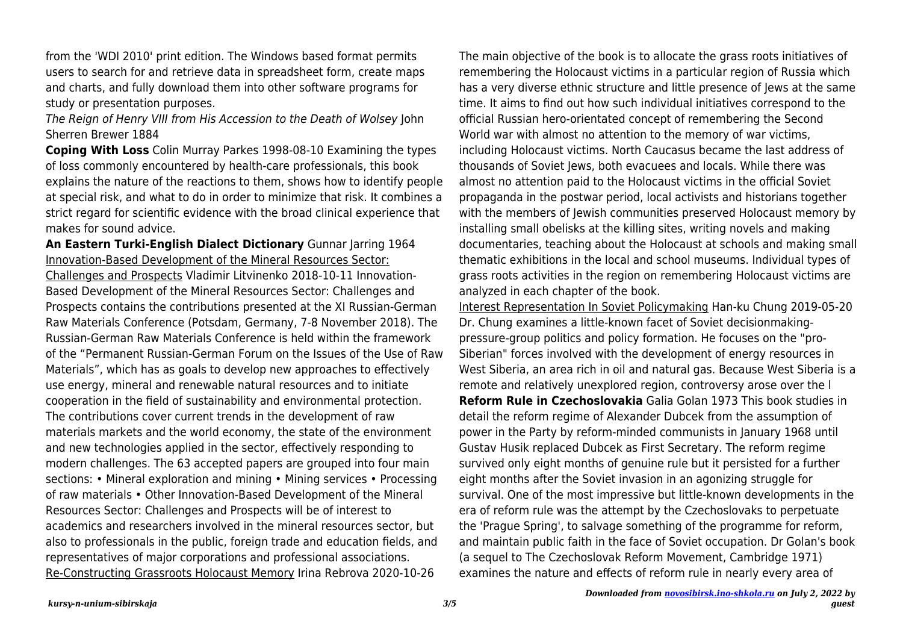from the 'WDI 2010' print edition. The Windows based format permits users to search for and retrieve data in spreadsheet form, create maps and charts, and fully download them into other software programs for study or presentation purposes.

*The Reign of Henry VIII from His Accession to the Death of Wolsey* John Sherren Brewer 1884

**Coping With Loss** Colin Murray Parkes 1998-08-10 Examining the types of loss commonly encountered by health-care professionals, this book explains the nature of the reactions to them, shows how to identify people at special risk, and what to do in order to minimize that risk. It combines a strict regard for scientific evidence with the broad clinical experience that makes for sound advice.

**An Eastern Turki-English Dialect Dictionary** Gunnar Jarring 1964

Innovation-Based Development of the Mineral Resources Sector: Challenges and Prospects Vladimir Litvinenko 2018-10-11 Innovation-Based Development of the Mineral Resources Sector: Challenges and Prospects contains the contributions presented at the XI Russian-German Raw Materials Conference (Potsdam, Germany, 7-8 November 2018). The Russian-German Raw Materials Conference is held within the framework of the "Permanent Russian-German Forum on the Issues of the Use of Raw Materials", which has as goals to develop new approaches to effectively use energy, mineral and renewable natural resources and to initiate cooperation in the field of sustainability and environmental protection. The contributions cover current trends in the development of raw materials markets and the world economy, the state of the environment and new technologies applied in the sector, effectively responding to modern challenges. The 63 accepted papers are grouped into four main sections: • Mineral exploration and mining • Mining services • Processing of raw materials • Other Innovation-Based Development of the Mineral Resources Sector: Challenges and Prospects will be of interest to academics and researchers involved in the mineral resources sector, but also to professionals in the public, foreign trade and education fields, and representatives of major corporations and professional associations.

Re-Constructing Grassroots Holocaust Memory Irina Rebrova 2020-10-26 The main objective of the book is to allocate the grass roots initiatives of remembering the Holocaust victims in a particular region of Russia which has a very diverse ethnic structure and little presence of Jews at the same time. It aims to find out how such individual initiatives correspond to the official Russian hero-orientated concept of remembering the Second World war with almost no attention to the memory of war victims, including Holocaust victims. North Caucasus became the last address of thousands of Soviet Jews, both evacuees and locals. While there was almost no attention paid to the Holocaust victims in the official Soviet propaganda in the postwar period, local activists and historians together with the members of Jewish communities preserved Holocaust memory by installing small obelisks at the killing sites, writing novels and making documentaries, teaching about the Holocaust at schools and making small thematic exhibitions in the local and school museums. Individual types of grass roots activities in the region on remembering Holocaust victims are analyzed in each chapter of the book.

Interest Representation In Soviet Policymaking Han-ku Chung 2019-05-20 Dr. Chung examines a little-known facet of Soviet decisionmaking-pressure-group politics and policy formation. He focuses on the "pro-Siberian" forces involved with the development of energy resources in West Siberia, an area rich in oil and natural gas. Because West Siberia is a remote and relatively unexplored region, controversy arose over the l

**Reform Rule in Czechoslovakia** Galia Golan 1973 This book studies in detail the reform regime of Alexander Dubcek from the assumption of power in the Party by reform-minded communists in January 1968 until Gustav Husik replaced Dubcek as First Secretary. The reform regime survived only eight months of genuine rule but it persisted for a further eight months after the Soviet invasion in an agonizing struggle for survival. One of the most impressive but little-known developments in the era of reform rule was the attempt by the Czechoslovaks to perpetuate the 'Prague Spring', to salvage something of the programme for reform, and maintain public faith in the face of Soviet occupation. Dr Golan's book (a sequel to The Czechoslovak Reform Movement, Cambridge 1971) examines the nature and effects of reform rule in nearly every area of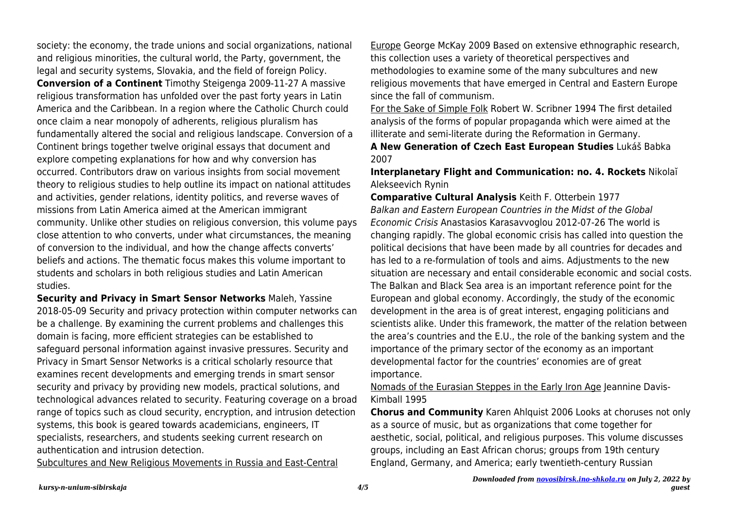society: the economy, the trade unions and social organizations, national and religious minorities, the cultural world, the Party, government, the legal and security systems, Slovakia, and the field of foreign Policy.

**Conversion of a Continent** Timothy Steigenga 2009-11-27 A massive religious transformation has unfolded over the past forty years in Latin America and the Caribbean. In a region where the Catholic Church could once claim a near monopoly of adherents, religious pluralism has fundamentally altered the social and religious landscape. Conversion of a Continent brings together twelve original essays that document and explore competing explanations for how and why conversion has occurred. Contributors draw on various insights from social movement theory to religious studies to help outline its impact on national attitudes and activities, gender relations, identity politics, and reverse waves of missions from Latin America aimed at the American immigrant community. Unlike other studies on religious conversion, this volume pays close attention to who converts, under what circumstances, the meaning of conversion to the individual, and how the change affects converts' beliefs and actions. The thematic focus makes this volume important to students and scholars in both religious studies and Latin American studies.

**Security and Privacy in Smart Sensor Networks** Maleh, Yassine 2018-05-09 Security and privacy protection within computer networks can be a challenge. By examining the current problems and challenges this domain is facing, more efficient strategies can be established to safeguard personal information against invasive pressures. Security and Privacy in Smart Sensor Networks is a critical scholarly resource that examines recent developments and emerging trends in smart sensor security and privacy by providing new models, practical solutions, and technological advances related to security. Featuring coverage on a broad range of topics such as cloud security, encryption, and intrusion detection systems, this book is geared towards academicians, engineers, IT specialists, researchers, and students seeking current research on authentication and intrusion detection.

Subcultures and New Religious Movements in Russia and East-Central Europe George McKay 2009 Based on extensive ethnographic research, this collection uses a variety of theoretical perspectives and methodologies to examine some of the many subcultures and new religious movements that have emerged in Central and Eastern Europe since the fall of communism.

For the Sake of Simple Folk Robert W. Scribner 1994 The first detailed analysis of the forms of popular propaganda which were aimed at the illiterate and semi-literate during the Reformation in Germany.

**A New Generation of Czech East European Studies** Lukáš Babka 2007

**Interplanetary Flight and Communication: no. 4. Rockets** Nikolaĭ Alekseevich Rynin

**Comparative Cultural Analysis** Keith F. Otterbein 1977

*Balkan and Eastern European Countries in the Midst of the Global Economic Crisis* Anastasios Karasavvoglou 2012-07-26 The world is changing rapidly. The global economic crisis has called into question the political decisions that have been made by all countries for decades and has led to a re-formulation of tools and aims. Adjustments to the new situation are necessary and entail considerable economic and social costs. The Balkan and Black Sea area is an important reference point for the European and global economy. Accordingly, the study of the economic development in the area is of great interest, engaging politicians and scientists alike. Under this framework, the matter of the relation between the area's countries and the E.U., the role of the banking system and the importance of the primary sector of the economy as an important developmental factor for the countries' economies are of great importance.

Nomads of the Eurasian Steppes in the Early Iron Age Jeannine Davis-Kimball 1995

**Chorus and Community** Karen Ahlquist 2006 Looks at choruses not only as a source of music, but as organizations that come together for aesthetic, social, political, and religious purposes. This volume discusses groups, including an East African chorus; groups from 19th century England, Germany, and America; early twentieth-century Russian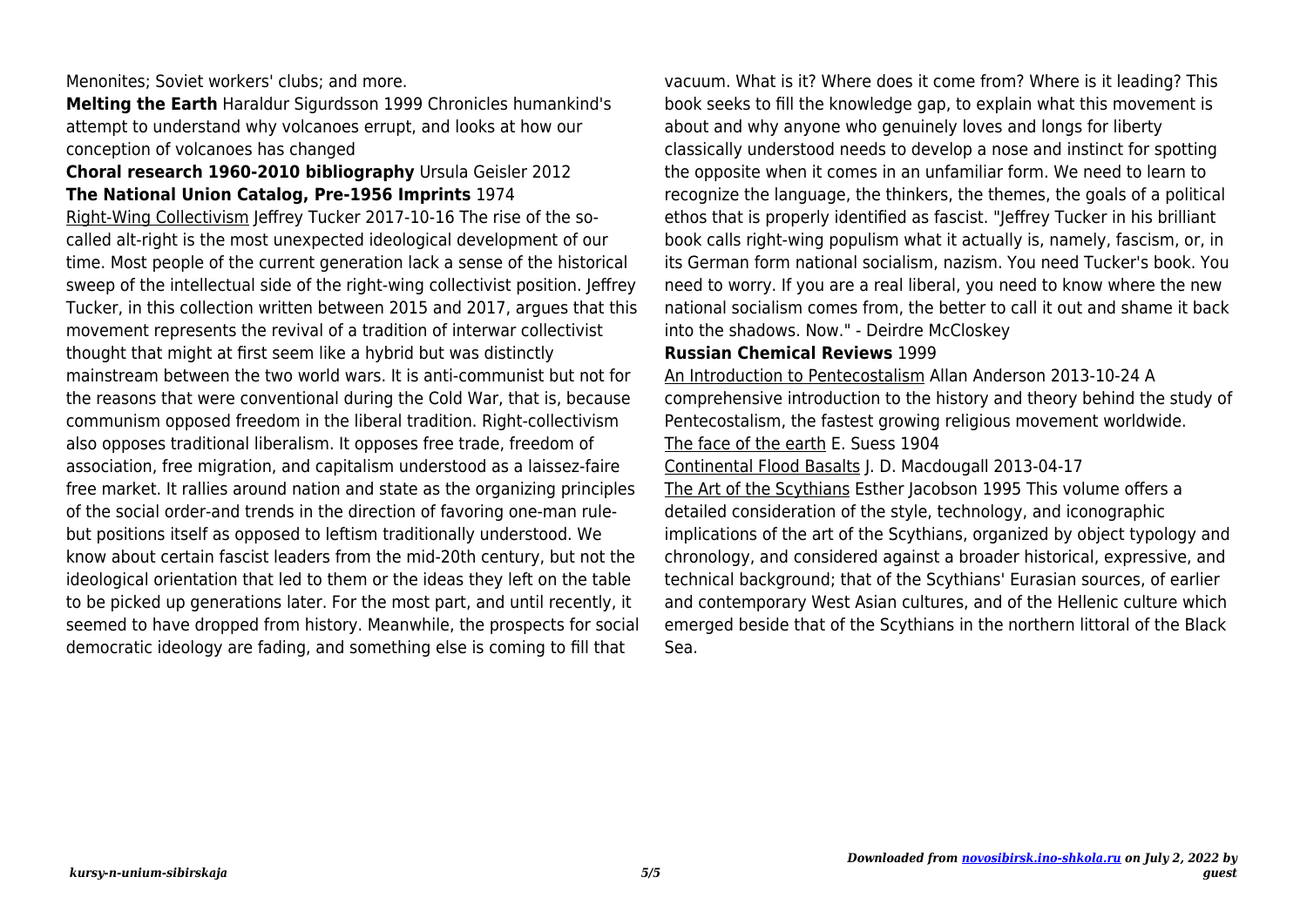Menonites; Soviet workers' clubs; and more.

**Melting the Earth** Haraldur Sigurdsson 1999 Chronicles humankind's attempt to understand why volcanoes errupt, and looks at how our conception of volcanoes has changed

**Choral research 1960-2010 bibliography** Ursula Geisler 2012

**The National Union Catalog, Pre-1956 Imprints** 1974

Right-Wing Collectivism Jeffrey Tucker 2017-10-16 The rise of the so-called alt-right is the most unexpected ideological development of our time. Most people of the current generation lack a sense of the historical sweep of the intellectual side of the right-wing collectivist position. Jeffrey Tucker, in this collection written between 2015 and 2017, argues that this movement represents the revival of a tradition of interwar collectivist thought that might at first seem like a hybrid but was distinctly mainstream between the two world wars. It is anti-communist but not for the reasons that were conventional during the Cold War, that is, because communism opposed freedom in the liberal tradition. Right-collectivism also opposes traditional liberalism. It opposes free trade, freedom of association, free migration, and capitalism understood as a laissez-faire free market. It rallies around nation and state as the organizing principles of the social order-and trends in the direction of favoring one-man rule-but positions itself as opposed to leftism traditionally understood. We know about certain fascist leaders from the mid-20th century, but not the ideological orientation that led to them or the ideas they left on the table to be picked up generations later. For the most part, and until recently, it seemed to have dropped from history. Meanwhile, the prospects for social democratic ideology are fading, and something else is coming to fill that vacuum. What is it? Where does it come from? Where is it leading? This book seeks to fill the knowledge gap, to explain what this movement is about and why anyone who genuinely loves and longs for liberty classically understood needs to develop a nose and instinct for spotting the opposite when it comes in an unfamiliar form. We need to learn to recognize the language, the thinkers, the themes, the goals of a political ethos that is properly identified as fascist. "Jeffrey Tucker in his brilliant book calls right-wing populism what it actually is, namely, fascism, or, in its German form national socialism, nazism. You need Tucker's book. You need to worry. If you are a real liberal, you need to know where the new national socialism comes from, the better to call it out and shame it back into the shadows. Now." - Deirdre McCloskey

**Russian Chemical Reviews** 1999

An Introduction to Pentecostalism Allan Anderson 2013-10-24 A comprehensive introduction to the history and theory behind the study of Pentecostalism, the fastest growing religious movement worldwide.

The face of the earth E. Suess 1904

Continental Flood Basalts J. D. Macdougall 2013-04-17

The Art of the Scythians Esther Jacobson 1995 This volume offers a detailed consideration of the style, technology, and iconographic implications of the art of the Scythians, organized by object typology and chronology, and considered against a broader historical, expressive, and technical background; that of the Scythians' Eurasian sources, of earlier and contemporary West Asian cultures, and of the Hellenic culture which emerged beside that of the Scythians in the northern littoral of the Black Sea.